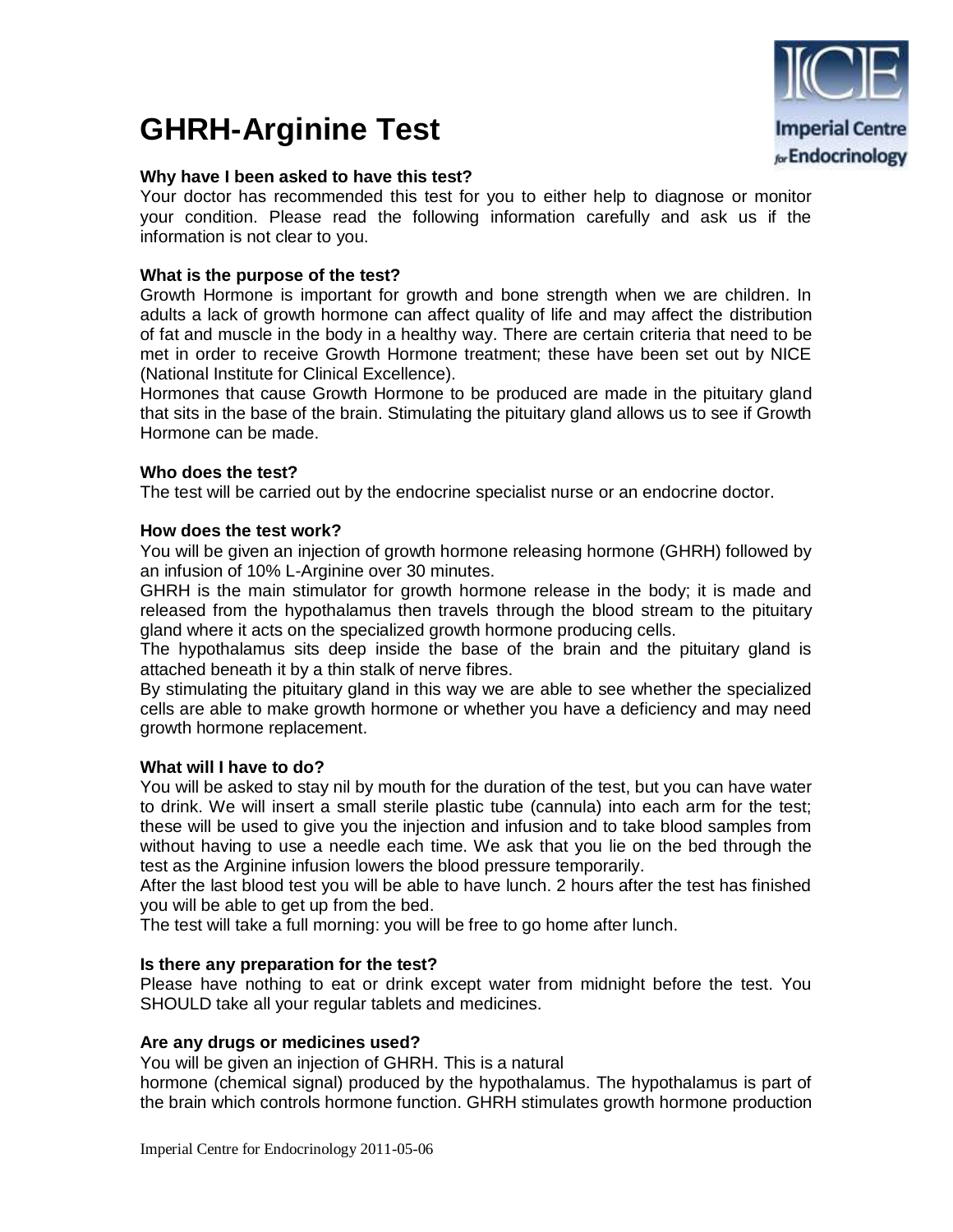# GHRH-Arginine Test

**Why have I been asked to have this test?**
Your doctor has recommended this test for you to either help to diagnose or monitor your condition. Please read the following information carefully and ask us if the information is not clear to you.

**What is the purpose of the test?**
Growth Hormone is important for growth and bone strength when we are children. In adults a lack of growth hormone can affect quality of life and may affect the distribution of fat and muscle in the body in a healthy way. There are certain criteria that need to be met in order to receive Growth Hormone treatment; these have been set out by NICE (National Institute for Clinical Excellence).
Hormones that cause Growth Hormone to be produced are made in the pituitary gland that sits in the base of the brain. Stimulating the pituitary gland allows us to see if Growth Hormone can be made.

**Who does the test?**
The test will be carried out by the endocrine specialist nurse or an endocrine doctor.

**How does the test work?**
You will be given an injection of growth hormone releasing hormone (GHRH) followed by an infusion of 10% L-Arginine over 30 minutes.
GHRH is the main stimulator for growth hormone release in the body; it is made and released from the hypothalamus then travels through the blood stream to the pituitary gland where it acts on the specialized growth hormone producing cells.
The hypothalamus sits deep inside the base of the brain and the pituitary gland is attached beneath it by a thin stalk of nerve fibres.
By stimulating the pituitary gland in this way we are able to see whether the specialized cells are able to make growth hormone or whether you have a deficiency and may need growth hormone replacement.

**What will I have to do?**
You will be asked to stay nil by mouth for the duration of the test, but you can have water to drink. We will insert a small sterile plastic tube (cannula) into each arm for the test; these will be used to give you the injection and infusion and to take blood samples from without having to use a needle each time. We ask that you lie on the bed through the test as the Arginine infusion lowers the blood pressure temporarily.
After the last blood test you will be able to have lunch. 2 hours after the test has finished you will be able to get up from the bed.
The test will take a full morning: you will be free to go home after lunch.

**Is there any preparation for the test?**
Please have nothing to eat or drink except water from midnight before the test. You SHOULD take all your regular tablets and medicines.

**Are any drugs or medicines used?**
You will be given an injection of GHRH. This is a natural hormone (chemical signal) produced by the hypothalamus. The hypothalamus is part of the brain which controls hormone function. GHRH stimulates growth hormone production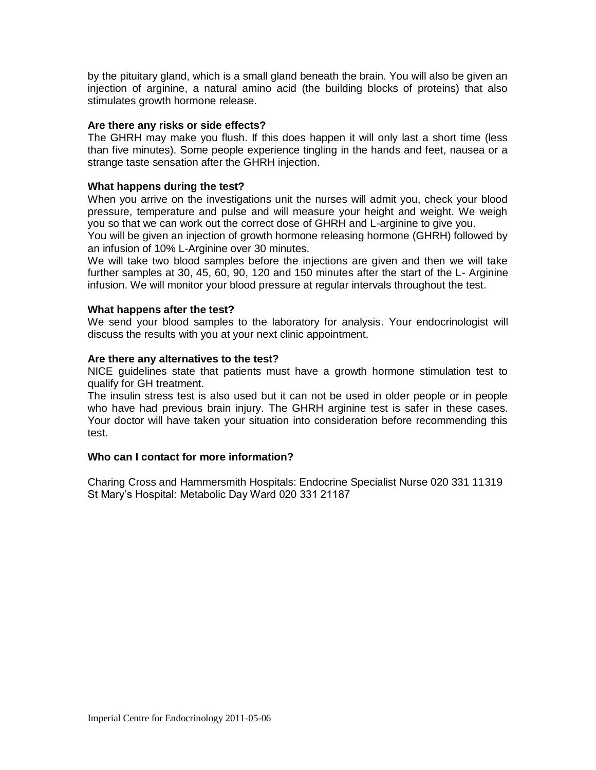by the pituitary gland, which is a small gland beneath the brain. You will also be given an injection of arginine, a natural amino acid (the building blocks of proteins) that also stimulates growth hormone release.

**Are there any risks or side effects?**

The GHRH may make you flush. If this does happen it will only last a short time (less than five minutes). Some people experience tingling in the hands and feet, nausea or a strange taste sensation after the GHRH injection.

**What happens during the test?**

When you arrive on the investigations unit the nurses will admit you, check your blood pressure, temperature and pulse and will measure your height and weight. We weigh you so that we can work out the correct dose of GHRH and L-arginine to give you.

You will be given an injection of growth hormone releasing hormone (GHRH) followed by an infusion of 10% L-Arginine over 30 minutes.

We will take two blood samples before the injections are given and then we will take further samples at 30, 45, 60, 90, 120 and 150 minutes after the start of the L- Arginine infusion. We will monitor your blood pressure at regular intervals throughout the test.

**What happens after the test?**

We send your blood samples to the laboratory for analysis. Your endocrinologist will discuss the results with you at your next clinic appointment.

**Are there any alternatives to the test?**

NICE guidelines state that patients must have a growth hormone stimulation test to qualify for GH treatment.

The insulin stress test is also used but it can not be used in older people or in people who have had previous brain injury. The GHRH arginine test is safer in these cases. Your doctor will have taken your situation into consideration before recommending this test.

**Who can I contact for more information?**

Charing Cross and Hammersmith Hospitals: Endocrine Specialist Nurse 020 331 11319
St Mary's Hospital: Metabolic Day Ward 020 331 21187

Imperial Centre for Endocrinology 2011-05-06